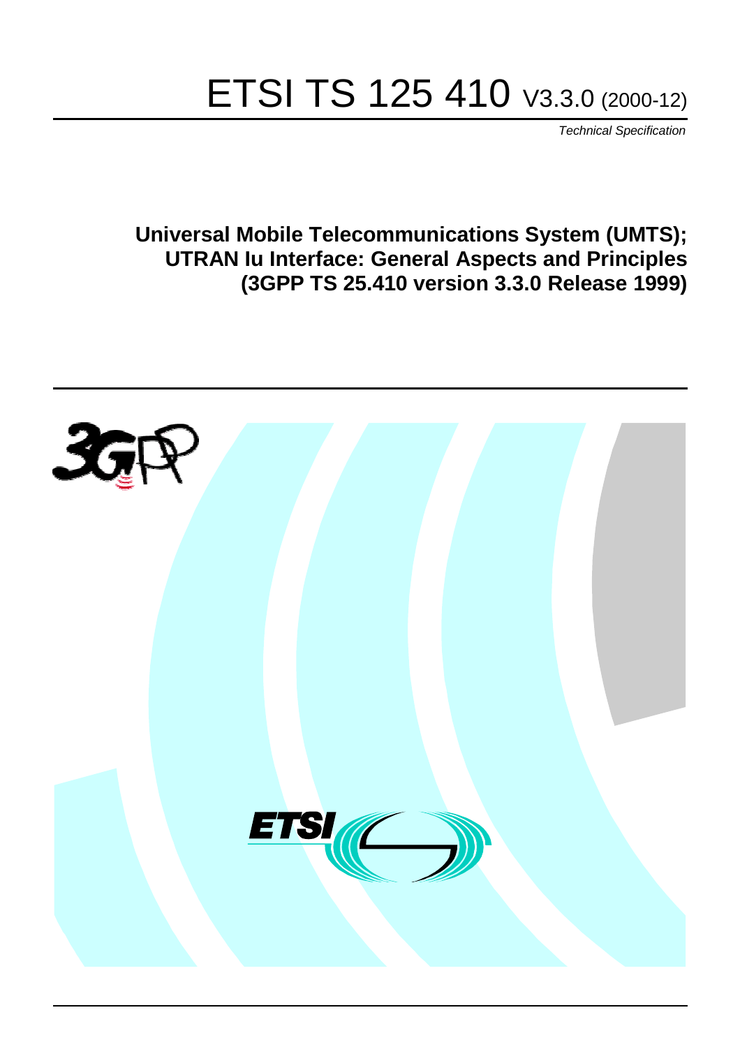# ETSI TS 125 410 V3.3.0 (2000-12)

*Technical Specification*

**Universal Mobile Telecommunications System (UMTS);**
**UTRAN Iu Interface: General Aspects and Principles**
**(3GPP TS 25.410 version 3.3.0 Release 1999)**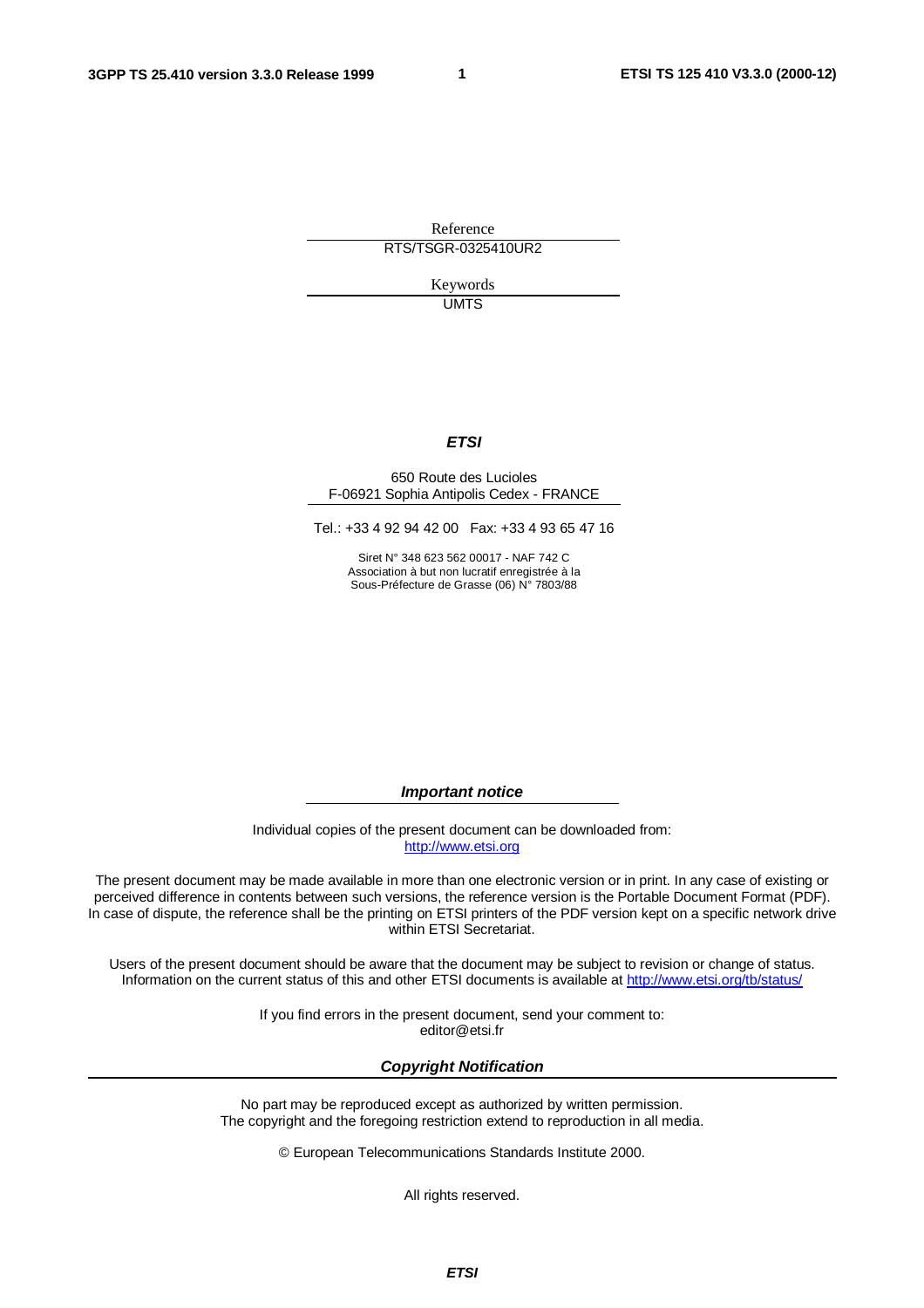Reference

RTS/TSGR-0325410UR2

Keywords

UMTS

***ETSI***

650 Route des Lucioles
F-06921 Sophia Antipolis Cedex - FRANCE

Tel.: +33 4 92 94 42 00 Fax: +33 4 93 65 47 16

Siret N° 348 623 562 00017 - NAF 742 C
Association à but non lucratif enregistrée à la
Sous-Préfecture de Grasse (06) N° 7803/88

***Important notice***

Individual copies of the present document can be downloaded from:
http://www.etsi.org

The present document may be made available in more than one electronic version or in print. In any case of existing or perceived difference in contents between such versions, the reference version is the Portable Document Format (PDF). In case of dispute, the reference shall be the printing on ETSI printers of the PDF version kept on a specific network drive within ETSI Secretariat.

Users of the present document should be aware that the document may be subject to revision or change of status. Information on the current status of this and other ETSI documents is available at http://www.etsi.org/tb/status/

If you find errors in the present document, send your comment to:
editor@etsi.fr

***Copyright Notification***

No part may be reproduced except as authorized by written permission.
The copyright and the foregoing restriction extend to reproduction in all media.

© European Telecommunications Standards Institute 2000.

All rights reserved.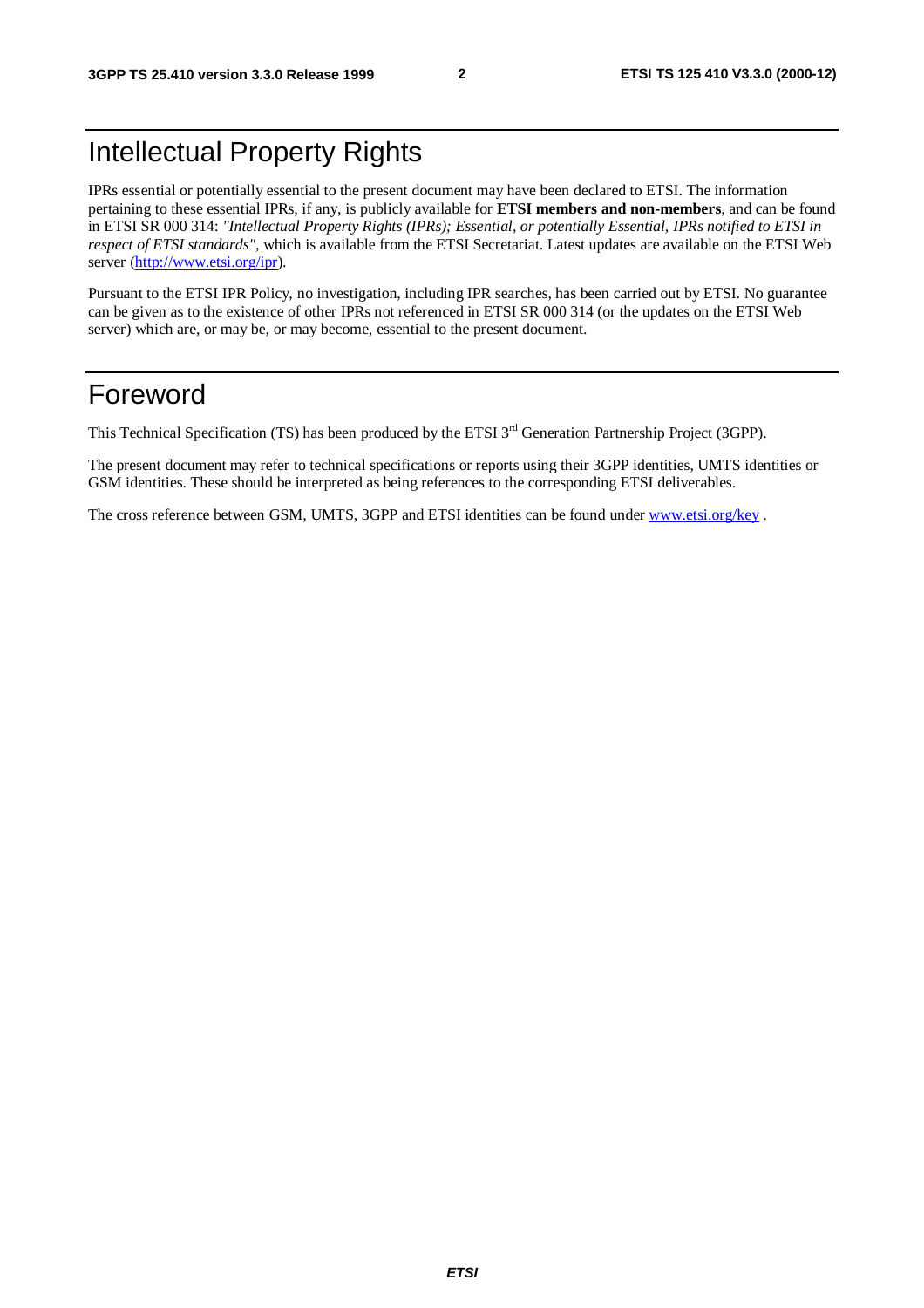# Intellectual Property Rights

IPRs essential or potentially essential to the present document may have been declared to ETSI. The information pertaining to these essential IPRs, if any, is publicly available for **ETSI members and non-members**, and can be found in ETSI SR 000 314: *"Intellectual Property Rights (IPRs); Essential, or potentially Essential, IPRs notified to ETSI in respect of ETSI standards"*, which is available from the ETSI Secretariat. Latest updates are available on the ETSI Web server (http://www.etsi.org/ipr).

Pursuant to the ETSI IPR Policy, no investigation, including IPR searches, has been carried out by ETSI. No guarantee can be given as to the existence of other IPRs not referenced in ETSI SR 000 314 (or the updates on the ETSI Web server) which are, or may be, or may become, essential to the present document.

# Foreword

This Technical Specification (TS) has been produced by the ETSI 3rd Generation Partnership Project (3GPP).

The present document may refer to technical specifications or reports using their 3GPP identities, UMTS identities or GSM identities. These should be interpreted as being references to the corresponding ETSI deliverables.

The cross reference between GSM, UMTS, 3GPP and ETSI identities can be found under www.etsi.org/key .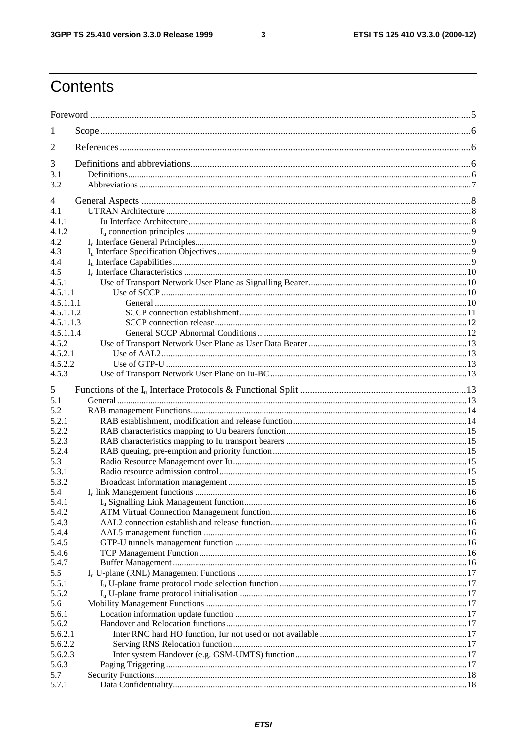# Contents

Foreword ....................................................................................................................................................5

1 Scope ......................................................................................................................................................6

2 References ..............................................................................................................................................6

3 Definitions and abbreviations..................................................................................................................6
3.1 Definitions.........................................................................................................................................6
3.2 Abbreviations ...................................................................................................................................7

4 General Aspects .....................................................................................................................................8
4.1 UTRAN Architecture .......................................................................................................................8
4.1.1 Iu Interface Architecture..............................................................................................................8
4.1.2 $I_u$ connection principles ...............................................................................................................9
4.2 $I_u$ Interface General Principles...........................................................................................................9
4.3 $I_u$ Interface Specification Objectives.................................................................................................9
4.4 $I_u$ Interface Capabilities.....................................................................................................................9
4.5 $I_u$ Interface Characteristics ..............................................................................................................10
4.5.1 Use of Transport Network User Plane as Signalling Bearer.......................................................10
4.5.1.1 Use of SCCP ........................................................................................................................10
4.5.1.1.1 General ...........................................................................................................................10
4.5.1.1.2 SCCP connection establishment.....................................................................................11
4.5.1.1.3 SCCP connection release................................................................................................12
4.5.1.1.4 General SCCP Abnormal Conditions.............................................................................12
4.5.2 Use of Transport Network User Plane as User Data Bearer .......................................................13
4.5.2.1 Use of AAL2........................................................................................................................13
4.5.2.2 Use of GTP-U ......................................................................................................................13
4.5.3 Use of Transport Network User Plane on Iu-BC .......................................................................13

5 Functions of the $I_u$ Interface Protocols & Functional Split ....................................................................13
5.1 General............................................................................................................................................13
5.2 RAB management Functions...........................................................................................................14
5.2.1 RAB establishment, modification and release function.............................................................14
5.2.2 RAB characteristics mapping to Uu bearers function................................................................15
5.2.3 RAB characteristics mapping to Iu transport bearers .................................................................15
5.2.4 RAB queuing, pre-emption and priority function......................................................................15
5.3 Radio Resource Management over Iu.........................................................................................15
5.3.1 Radio resource admission control..............................................................................................15
5.3.2 Broadcast information management ..........................................................................................15
5.4 $I_u$ link Management functions .........................................................................................................16
5.4.1 $I_u$ Signalling Link Management function...................................................................................16
5.4.2 ATM Virtual Connection Management function.......................................................................16
5.4.3 AAL2 connection establish and release function.......................................................................16
5.4.4 AAL5 management function .....................................................................................................16
5.4.5 GTP-U tunnels management function .......................................................................................16
5.4.6 TCP Management Function.......................................................................................................16
5.4.7 Buffer Management...................................................................................................................16
5.5 $I_u$ U-plane (RNL) Management Functions ......................................................................................17
5.5.1 $I_u$ U-plane frame protocol mode selection function ...................................................................17
5.5.2 $I_u$ U-plane frame protocol initialisation .....................................................................................17
5.6 Mobility Management Functions ....................................................................................................17
5.6.1 Location information update function .......................................................................................17
5.6.2 Handover and Relocation functions...........................................................................................17
5.6.2.1 Inter RNC hard HO function, Iur not used or not available .................................................17
5.6.2.2 Serving RNS Relocation function........................................................................................17
5.6.2.3 Inter system Handover (e.g. GSM-UMTS) function............................................................17
5.6.3 Paging Triggering......................................................................................................................17
5.7 Security Functions..........................................................................................................................18
5.7.1 Data Confidentiality..................................................................................................................18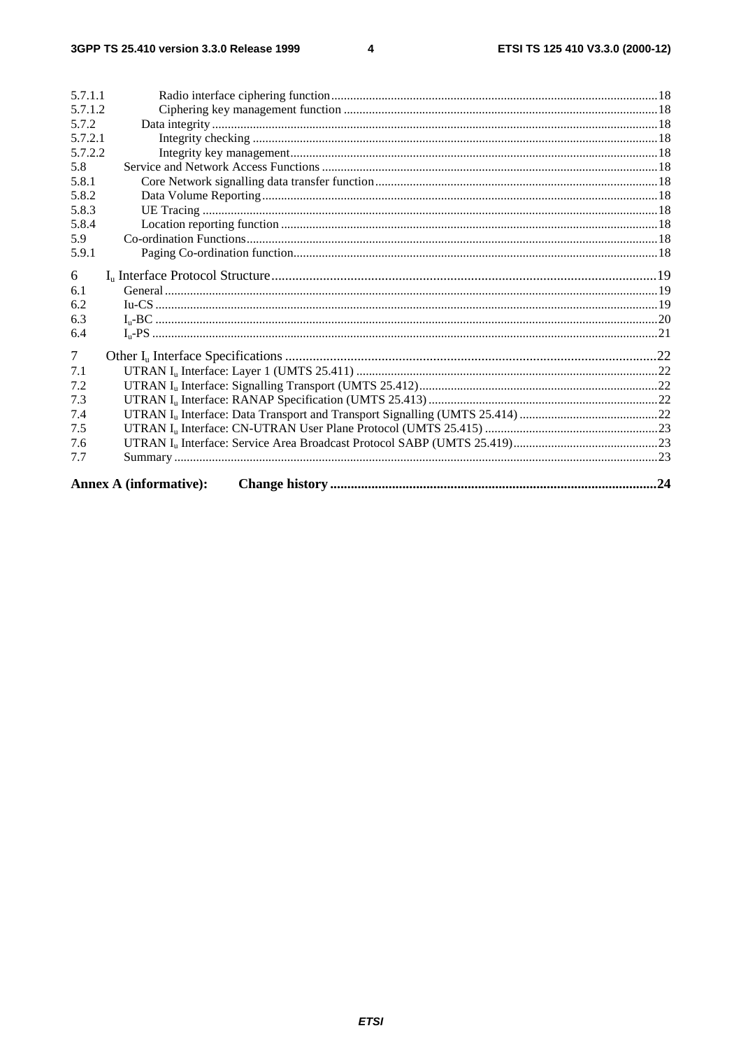5.7.1.1 Radio interface ciphering function ....... 18
5.7.1.2 Ciphering key management function ....... 18
5.7.2 Data integrity ....... 18
5.7.2.1 Integrity checking ....... 18
5.7.2.2 Integrity key management ....... 18
5.8 Service and Network Access Functions ....... 18
5.8.1 Core Network signalling data transfer function ....... 18
5.8.2 Data Volume Reporting ....... 18
5.8.3 UE Tracing ....... 18
5.8.4 Location reporting function ....... 18
5.9 Co-ordination Functions ....... 18
5.9.1 Paging Co-ordination function ....... 18

6 $I_u$ Interface Protocol Structure ....... 19
6.1 General ....... 19
6.2 Iu-CS ....... 19
6.3 $I_u$-BC ....... 20
6.4 $I_u$-PS ....... 21

7 Other $I_u$ Interface Specifications ....... 22
7.1 UTRAN $I_u$ Interface: Layer 1 (UMTS 25.411) ....... 22
7.2 UTRAN $I_u$ Interface: Signalling Transport (UMTS 25.412) ....... 22
7.3 UTRAN $I_u$ Interface: RANAP Specification (UMTS 25.413) ....... 22
7.4 UTRAN $I_u$ Interface: Data Transport and Transport Signalling (UMTS 25.414) ....... 22
7.5 UTRAN $I_u$ Interface: CN-UTRAN User Plane Protocol (UMTS 25.415) ....... 23
7.6 UTRAN $I_u$ Interface: Service Area Broadcast Protocol SABP (UMTS 25.419) ....... 23
7.7 Summary ....... 23

**Annex A (informative): Change history ....... 24**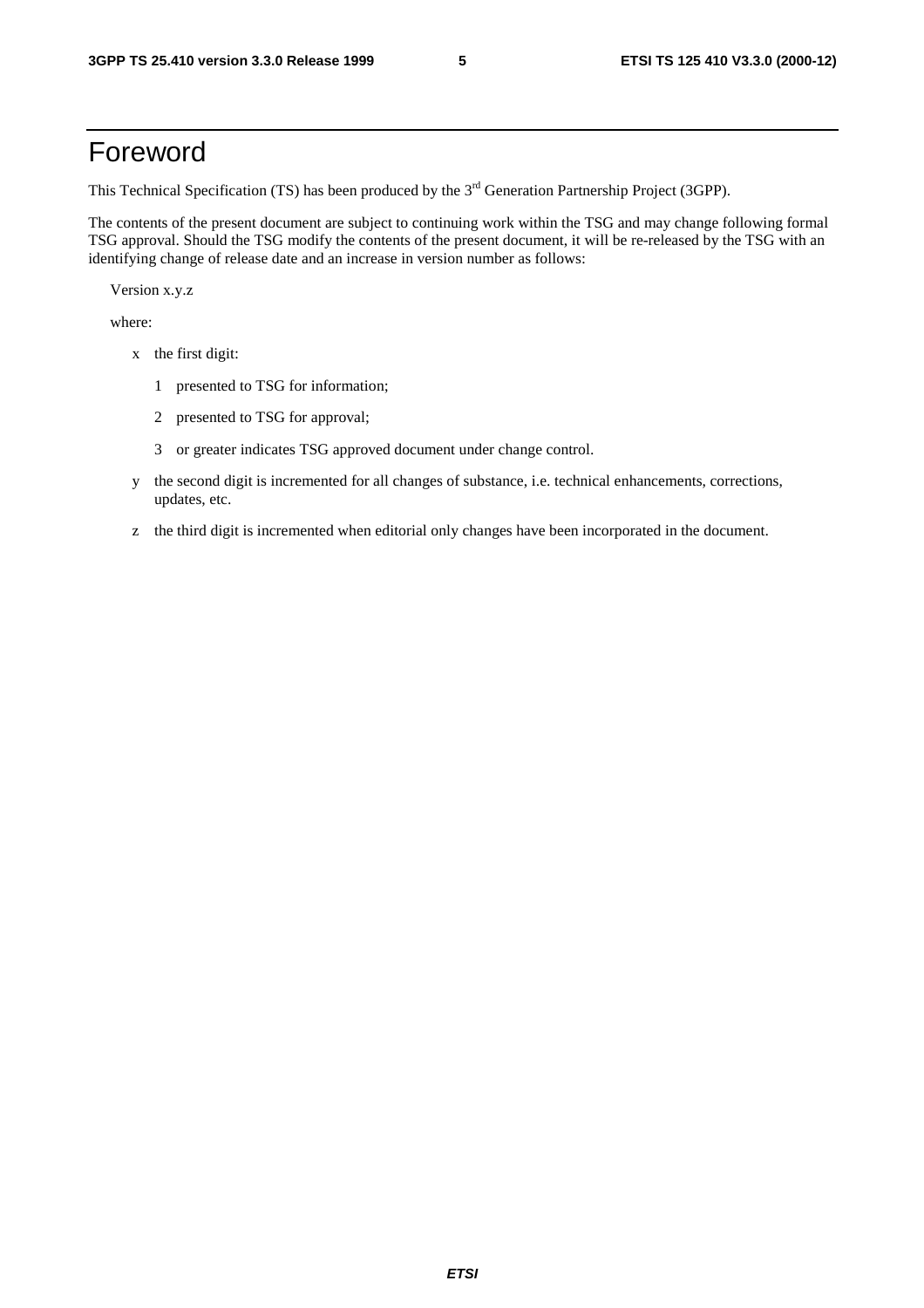# Foreword

This Technical Specification (TS) has been produced by the 3rd Generation Partnership Project (3GPP).

The contents of the present document are subject to continuing work within the TSG and may change following formal TSG approval. Should the TSG modify the contents of the present document, it will be re-released by the TSG with an identifying change of release date and an increase in version number as follows:

Version x.y.z

where:

- x the first digit:
  - 1 presented to TSG for information;
  - 2 presented to TSG for approval;
  - 3 or greater indicates TSG approved document under change control.
- y the second digit is incremented for all changes of substance, i.e. technical enhancements, corrections, updates, etc.
- z the third digit is incremented when editorial only changes have been incorporated in the document.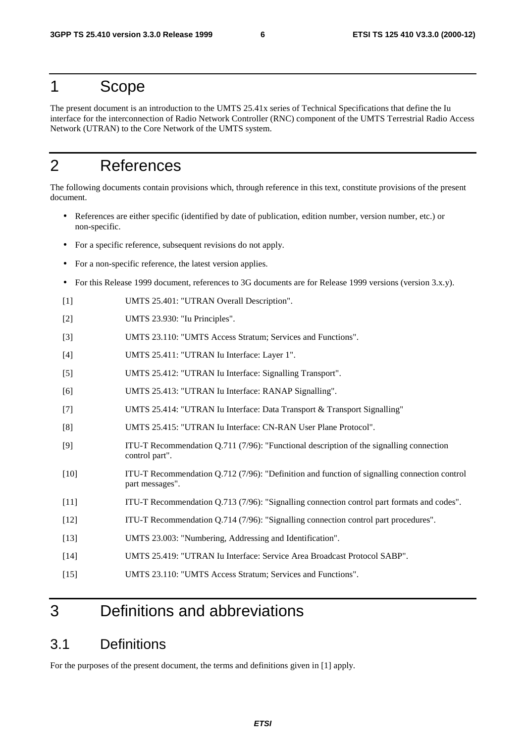# 1 Scope

The present document is an introduction to the UMTS 25.41x series of Technical Specifications that define the Iu interface for the interconnection of Radio Network Controller (RNC) component of the UMTS Terrestrial Radio Access Network (UTRAN) to the Core Network of the UMTS system.

# 2 References

The following documents contain provisions which, through reference in this text, constitute provisions of the present document.

- References are either specific (identified by date of publication, edition number, version number, etc.) or non-specific.
- For a specific reference, subsequent revisions do not apply.
- For a non-specific reference, the latest version applies.
- For this Release 1999 document, references to 3G documents are for Release 1999 versions (version 3.x.y).

[1] UMTS 25.401: "UTRAN Overall Description".

[2] UMTS 23.930: "Iu Principles".

[3] UMTS 23.110: "UMTS Access Stratum; Services and Functions".

[4] UMTS 25.411: "UTRAN Iu Interface: Layer 1".

[5] UMTS 25.412: "UTRAN Iu Interface: Signalling Transport".

[6] UMTS 25.413: "UTRAN Iu Interface: RANAP Signalling".

[7] UMTS 25.414: "UTRAN Iu Interface: Data Transport & Transport Signalling"

[8] UMTS 25.415: "UTRAN Iu Interface: CN-RAN User Plane Protocol".

[9] ITU-T Recommendation Q.711 (7/96): "Functional description of the signalling connection control part".

[10] ITU-T Recommendation Q.712 (7/96): "Definition and function of signalling connection control part messages".

[11] ITU-T Recommendation Q.713 (7/96): "Signalling connection control part formats and codes".

[12] ITU-T Recommendation Q.714 (7/96): "Signalling connection control part procedures".

[13] UMTS 23.003: "Numbering, Addressing and Identification".

[14] UMTS 25.419: "UTRAN Iu Interface: Service Area Broadcast Protocol SABP".

[15] UMTS 23.110: "UMTS Access Stratum; Services and Functions".

# 3 Definitions and abbreviations

## 3.1 Definitions

For the purposes of the present document, the terms and definitions given in [1] apply.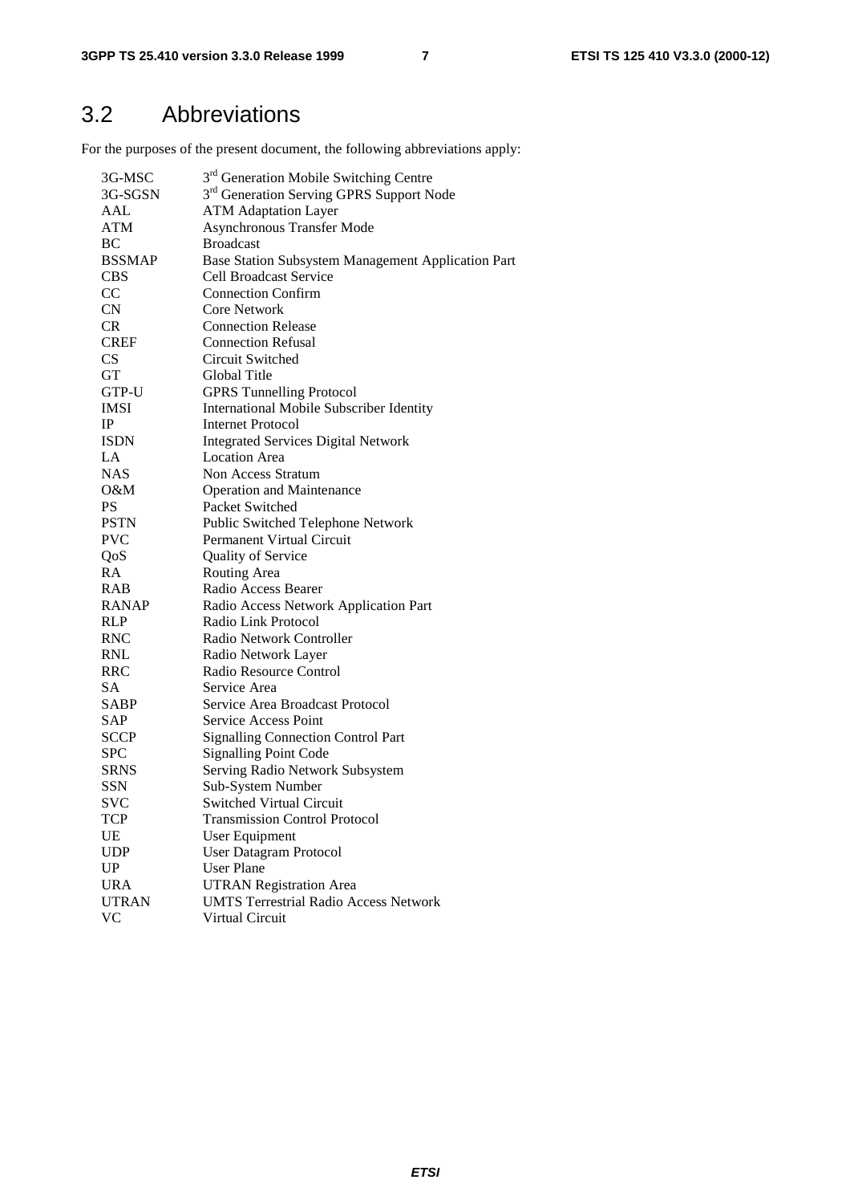## 3.2 Abbreviations

For the purposes of the present document, the following abbreviations apply:

| | |
|---|---|
| 3G-MSC | 3rd Generation Mobile Switching Centre |
| 3G-SGSN | 3rd Generation Serving GPRS Support Node |
| AAL | ATM Adaptation Layer |
| ATM | Asynchronous Transfer Mode |
| BC | Broadcast |
| BSSMAP | Base Station Subsystem Management Application Part |
| CBS | Cell Broadcast Service |
| CC | Connection Confirm |
| CN | Core Network |
| CR | Connection Release |
| CREF | Connection Refusal |
| CS | Circuit Switched |
| GT | Global Title |
| GTP-U | GPRS Tunnelling Protocol |
| IMSI | International Mobile Subscriber Identity |
| IP | Internet Protocol |
| ISDN | Integrated Services Digital Network |
| LA | Location Area |
| NAS | Non Access Stratum |
| O&M | Operation and Maintenance |
| PS | Packet Switched |
| PSTN | Public Switched Telephone Network |
| PVC | Permanent Virtual Circuit |
| QoS | Quality of Service |
| RA | Routing Area |
| RAB | Radio Access Bearer |
| RANAP | Radio Access Network Application Part |
| RLP | Radio Link Protocol |
| RNC | Radio Network Controller |
| RNL | Radio Network Layer |
| RRC | Radio Resource Control |
| SA | Service Area |
| SABP | Service Area Broadcast Protocol |
| SAP | Service Access Point |
| SCCP | Signalling Connection Control Part |
| SPC | Signalling Point Code |
| SRNS | Serving Radio Network Subsystem |
| SSN | Sub-System Number |
| SVC | Switched Virtual Circuit |
| TCP | Transmission Control Protocol |
| UE | User Equipment |
| UDP | User Datagram Protocol |
| UP | User Plane |
| URA | UTRAN Registration Area |
| UTRAN | UMTS Terrestrial Radio Access Network |
| VC | Virtual Circuit |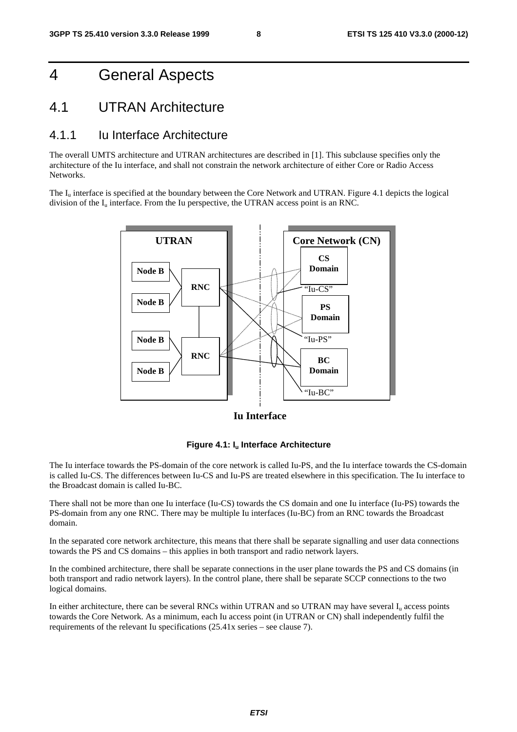# 4 General Aspects

## 4.1 UTRAN Architecture

### 4.1.1 Iu Interface Architecture

The overall UMTS architecture and UTRAN architectures are described in [1]. This subclause specifies only the architecture of the Iu interface, and shall not constrain the network architecture of either Core or Radio Access Networks.

The $I_u$ interface is specified at the boundary between the Core Network and UTRAN. Figure 4.1 depicts the logical division of the $I_u$ interface. From the Iu perspective, the UTRAN access point is an RNC.

**Figure 4.1: $I_u$ Interface Architecture**

The Iu interface towards the PS-domain of the core network is called Iu-PS, and the Iu interface towards the CS-domain is called Iu-CS. The differences between Iu-CS and Iu-PS are treated elsewhere in this specification. The Iu interface to the Broadcast domain is called Iu-BC.

There shall not be more than one Iu interface (Iu-CS) towards the CS domain and one Iu interface (Iu-PS) towards the PS-domain from any one RNC. There may be multiple Iu interfaces (Iu-BC) from an RNC towards the Broadcast domain.

In the separated core network architecture, this means that there shall be separate signalling and user data connections towards the PS and CS domains – this applies in both transport and radio network layers.

In the combined architecture, there shall be separate connections in the user plane towards the PS and CS domains (in both transport and radio network layers). In the control plane, there shall be separate SCCP connections to the two logical domains.

In either architecture, there can be several RNCs within UTRAN and so UTRAN may have several $I_u$ access points towards the Core Network. As a minimum, each Iu access point (in UTRAN or CN) shall independently fulfil the requirements of the relevant Iu specifications (25.41x series – see clause 7).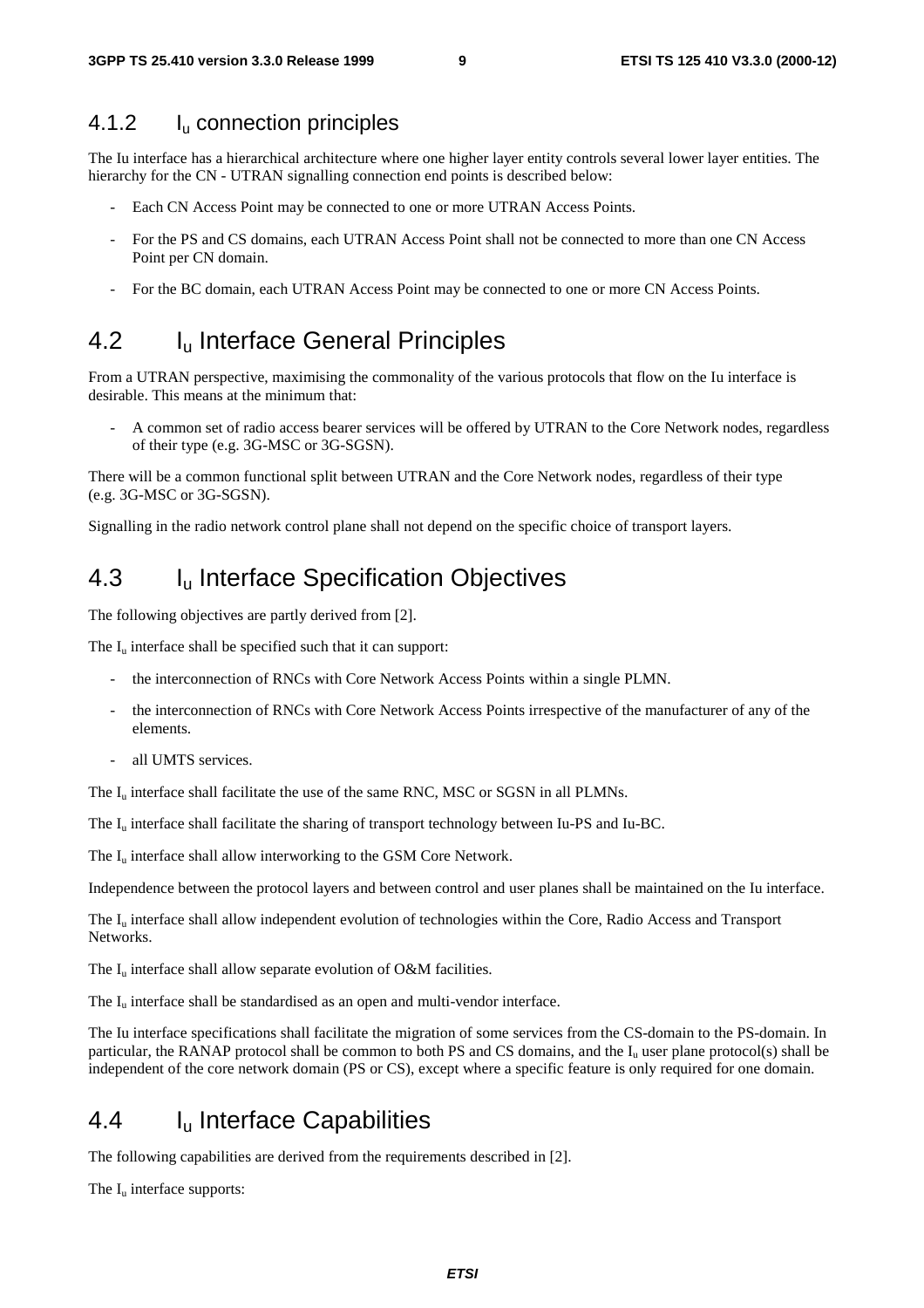### 4.1.2 $I_u$ connection principles

The Iu interface has a hierarchical architecture where one higher layer entity controls several lower layer entities. The hierarchy for the CN - UTRAN signalling connection end points is described below:

- Each CN Access Point may be connected to one or more UTRAN Access Points.
- For the PS and CS domains, each UTRAN Access Point shall not be connected to more than one CN Access Point per CN domain.
- For the BC domain, each UTRAN Access Point may be connected to one or more CN Access Points.

## 4.2 $I_u$ Interface General Principles

From a UTRAN perspective, maximising the commonality of the various protocols that flow on the Iu interface is desirable. This means at the minimum that:

- A common set of radio access bearer services will be offered by UTRAN to the Core Network nodes, regardless of their type (e.g. 3G-MSC or 3G-SGSN).

There will be a common functional split between UTRAN and the Core Network nodes, regardless of their type (e.g. 3G-MSC or 3G-SGSN).

Signalling in the radio network control plane shall not depend on the specific choice of transport layers.

## 4.3 $I_u$ Interface Specification Objectives

The following objectives are partly derived from [2].

The $I_u$ interface shall be specified such that it can support:

- the interconnection of RNCs with Core Network Access Points within a single PLMN.
- the interconnection of RNCs with Core Network Access Points irrespective of the manufacturer of any of the elements.
- all UMTS services.

The $I_u$ interface shall facilitate the use of the same RNC, MSC or SGSN in all PLMNs.

The $I_u$ interface shall facilitate the sharing of transport technology between Iu-PS and Iu-BC.

The $I_u$ interface shall allow interworking to the GSM Core Network.

Independence between the protocol layers and between control and user planes shall be maintained on the Iu interface.

The $I_u$ interface shall allow independent evolution of technologies within the Core, Radio Access and Transport Networks.

The $I_u$ interface shall allow separate evolution of O&M facilities.

The $I_u$ interface shall be standardised as an open and multi-vendor interface.

The Iu interface specifications shall facilitate the migration of some services from the CS-domain to the PS-domain. In particular, the RANAP protocol shall be common to both PS and CS domains, and the $I_u$ user plane protocol(s) shall be independent of the core network domain (PS or CS), except where a specific feature is only required for one domain.

## 4.4 $I_u$ Interface Capabilities

The following capabilities are derived from the requirements described in [2].

The $I_u$ interface supports: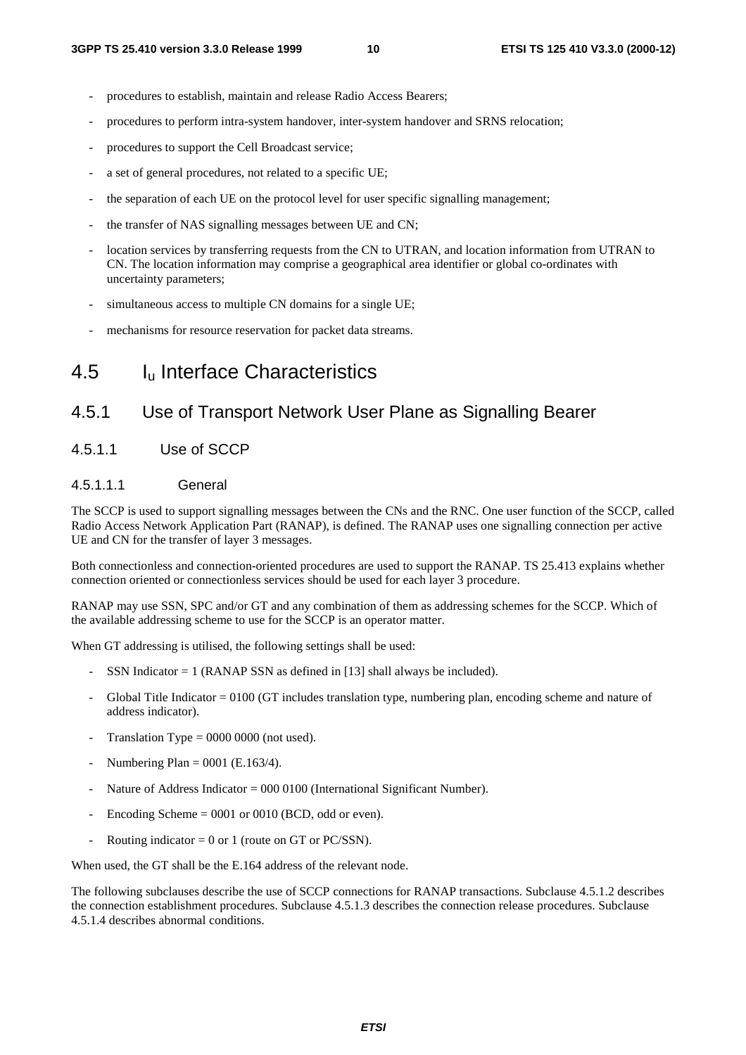- procedures to establish, maintain and release Radio Access Bearers;
- procedures to perform intra-system handover, inter-system handover and SRNS relocation;
- procedures to support the Cell Broadcast service;
- a set of general procedures, not related to a specific UE;
- the separation of each UE on the protocol level for user specific signalling management;
- the transfer of NAS signalling messages between UE and CN;
- location services by transferring requests from the CN to UTRAN, and location information from UTRAN to CN. The location information may comprise a geographical area identifier or global co-ordinates with uncertainty parameters;
- simultaneous access to multiple CN domains for a single UE;
- mechanisms for resource reservation for packet data streams.

## 4.5 $I_u$ Interface Characteristics

### 4.5.1 Use of Transport Network User Plane as Signalling Bearer

#### 4.5.1.1 Use of SCCP

##### 4.5.1.1.1 General

The SCCP is used to support signalling messages between the CNs and the RNC. One user function of the SCCP, called Radio Access Network Application Part (RANAP), is defined. The RANAP uses one signalling connection per active UE and CN for the transfer of layer 3 messages.

Both connectionless and connection-oriented procedures are used to support the RANAP. TS 25.413 explains whether connection oriented or connectionless services should be used for each layer 3 procedure.

RANAP may use SSN, SPC and/or GT and any combination of them as addressing schemes for the SCCP. Which of the available addressing scheme to use for the SCCP is an operator matter.

When GT addressing is utilised, the following settings shall be used:

- SSN Indicator = 1 (RANAP SSN as defined in [13] shall always be included).
- Global Title Indicator = 0100 (GT includes translation type, numbering plan, encoding scheme and nature of address indicator).
- Translation Type = 0000 0000 (not used).
- Numbering Plan = 0001 (E.163/4).
- Nature of Address Indicator = 000 0100 (International Significant Number).
- Encoding Scheme = 0001 or 0010 (BCD, odd or even).
- Routing indicator = 0 or 1 (route on GT or PC/SSN).

When used, the GT shall be the E.164 address of the relevant node.

The following subclauses describe the use of SCCP connections for RANAP transactions. Subclause 4.5.1.2 describes the connection establishment procedures. Subclause 4.5.1.3 describes the connection release procedures. Subclause 4.5.1.4 describes abnormal conditions.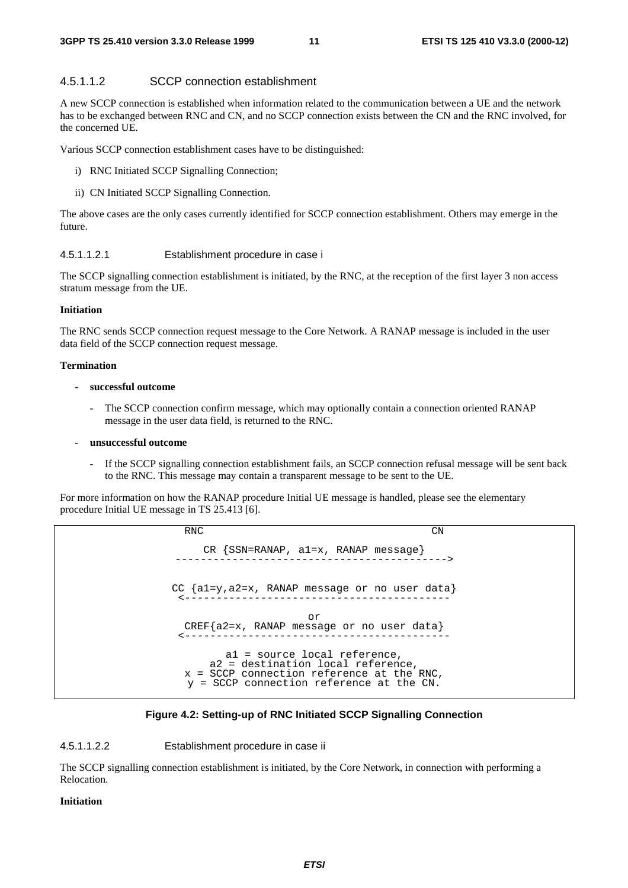#### 4.5.1.1.2 SCCP connection establishment

A new SCCP connection is established when information related to the communication between a UE and the network has to be exchanged between RNC and CN, and no SCCP connection exists between the CN and the RNC involved, for the concerned UE.

Various SCCP connection establishment cases have to be distinguished:

i) RNC Initiated SCCP Signalling Connection;

ii) CN Initiated SCCP Signalling Connection.

The above cases are the only cases currently identified for SCCP connection establishment. Others may emerge in the future.

##### 4.5.1.1.2.1 Establishment procedure in case i

The SCCP signalling connection establishment is initiated, by the RNC, at the reception of the first layer 3 non access stratum message from the UE.

**Initiation**

The RNC sends SCCP connection request message to the Core Network. A RANAP message is included in the user data field of the SCCP connection request message.

**Termination**

- **successful outcome**
  - The SCCP connection confirm message, which may optionally contain a connection oriented RANAP message in the user data field, is returned to the RNC.
- **unsuccessful outcome**
  - If the SCCP signalling connection establishment fails, an SCCP connection refusal message will be sent back to the RNC. This message may contain a transparent message to be sent to the UE.

For more information on how the RANAP procedure Initial UE message is handled, please see the elementary procedure Initial UE message in TS 25.413 [6].

```
 RNC                                          CN

     CR {SSN=RANAP, a1=x, RANAP message}
 ------------------------------------------->

CC {a1=y,a2=x, RANAP message or no user data}
 <------------------------------------------

                      or
  CREF{a2=x, RANAP message or no user data}
 <------------------------------------------

          a1 = source local reference,
       a2 = destination local reference,
   x = SCCP connection reference at the RNC,
    y = SCCP connection reference at the CN.
```

**Figure 4.2: Setting-up of RNC Initiated SCCP Signalling Connection**

##### 4.5.1.1.2.2 Establishment procedure in case ii

The SCCP signalling connection establishment is initiated, by the Core Network, in connection with performing a Relocation.

**Initiation**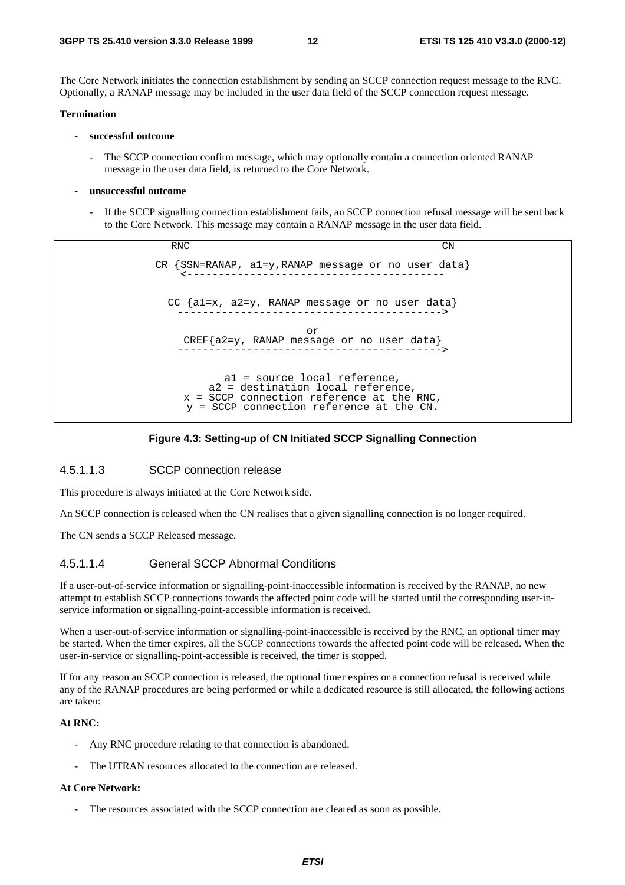The Core Network initiates the connection establishment by sending an SCCP connection request message to the RNC. Optionally, a RANAP message may be included in the user data field of the SCCP connection request message.

**Termination**

- **successful outcome**
  - The SCCP connection confirm message, which may optionally contain a connection oriented RANAP message in the user data field, is returned to the Core Network.
- **unsuccessful outcome**
  - If the SCCP signalling connection establishment fails, an SCCP connection refusal message will be sent back to the Core Network. This message may contain a RANAP message in the user data field.

```
   RNC                                            CN

 CR {SSN=RANAP, a1=y,RANAP message or no user data}
     <-----------------------------------------

   CC {a1=x, a2=y, RANAP message or no user data}
     ----------------------------------------->

                        or
     CREF{a2=y, RANAP message or no user data}
     ----------------------------------------->


          a1 = source local reference,
        a2 = destination local reference,
    x = SCCP connection reference at the RNC,
     y = SCCP connection reference at the CN.
```

**Figure 4.3: Setting-up of CN Initiated SCCP Signalling Connection**

#### 4.5.1.1.3 SCCP connection release

This procedure is always initiated at the Core Network side.

An SCCP connection is released when the CN realises that a given signalling connection is no longer required.

The CN sends a SCCP Released message.

#### 4.5.1.1.4 General SCCP Abnormal Conditions

If a user-out-of-service information or signalling-point-inaccessible information is received by the RANAP, no new attempt to establish SCCP connections towards the affected point code will be started until the corresponding user-in-service information or signalling-point-accessible information is received.

When a user-out-of-service information or signalling-point-inaccessible is received by the RNC, an optional timer may be started. When the timer expires, all the SCCP connections towards the affected point code will be released. When the user-in-service or signalling-point-accessible is received, the timer is stopped.

If for any reason an SCCP connection is released, the optional timer expires or a connection refusal is received while any of the RANAP procedures are being performed or while a dedicated resource is still allocated, the following actions are taken:

**At RNC:**

- Any RNC procedure relating to that connection is abandoned.
- The UTRAN resources allocated to the connection are released.

**At Core Network:**

- The resources associated with the SCCP connection are cleared as soon as possible.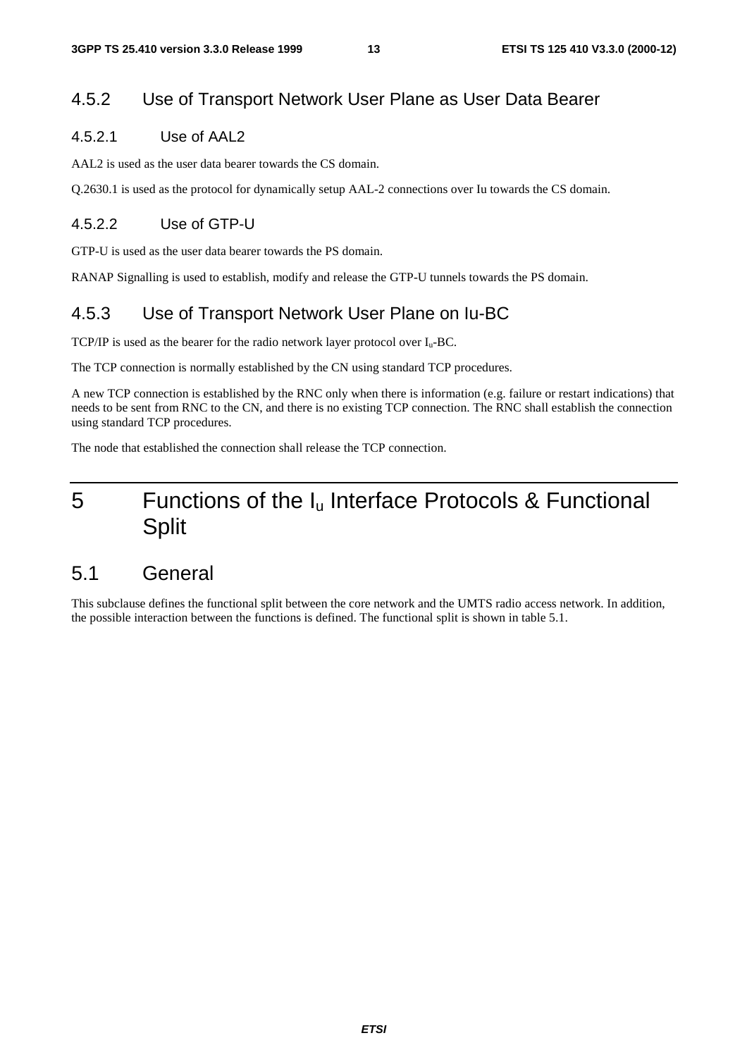### 4.5.2 Use of Transport Network User Plane as User Data Bearer

#### 4.5.2.1 Use of AAL2

AAL2 is used as the user data bearer towards the CS domain.

Q.2630.1 is used as the protocol for dynamically setup AAL-2 connections over Iu towards the CS domain.

#### 4.5.2.2 Use of GTP-U

GTP-U is used as the user data bearer towards the PS domain.

RANAP Signalling is used to establish, modify and release the GTP-U tunnels towards the PS domain.

### 4.5.3 Use of Transport Network User Plane on Iu-BC

TCP/IP is used as the bearer for the radio network layer protocol over $I_u$-BC.

The TCP connection is normally established by the CN using standard TCP procedures.

A new TCP connection is established by the RNC only when there is information (e.g. failure or restart indications) that needs to be sent from RNC to the CN, and there is no existing TCP connection. The RNC shall establish the connection using standard TCP procedures.

The node that established the connection shall release the TCP connection.

# 5 Functions of the $I_u$ Interface Protocols & Functional Split

## 5.1 General

This subclause defines the functional split between the core network and the UMTS radio access network. In addition, the possible interaction between the functions is defined. The functional split is shown in table 5.1.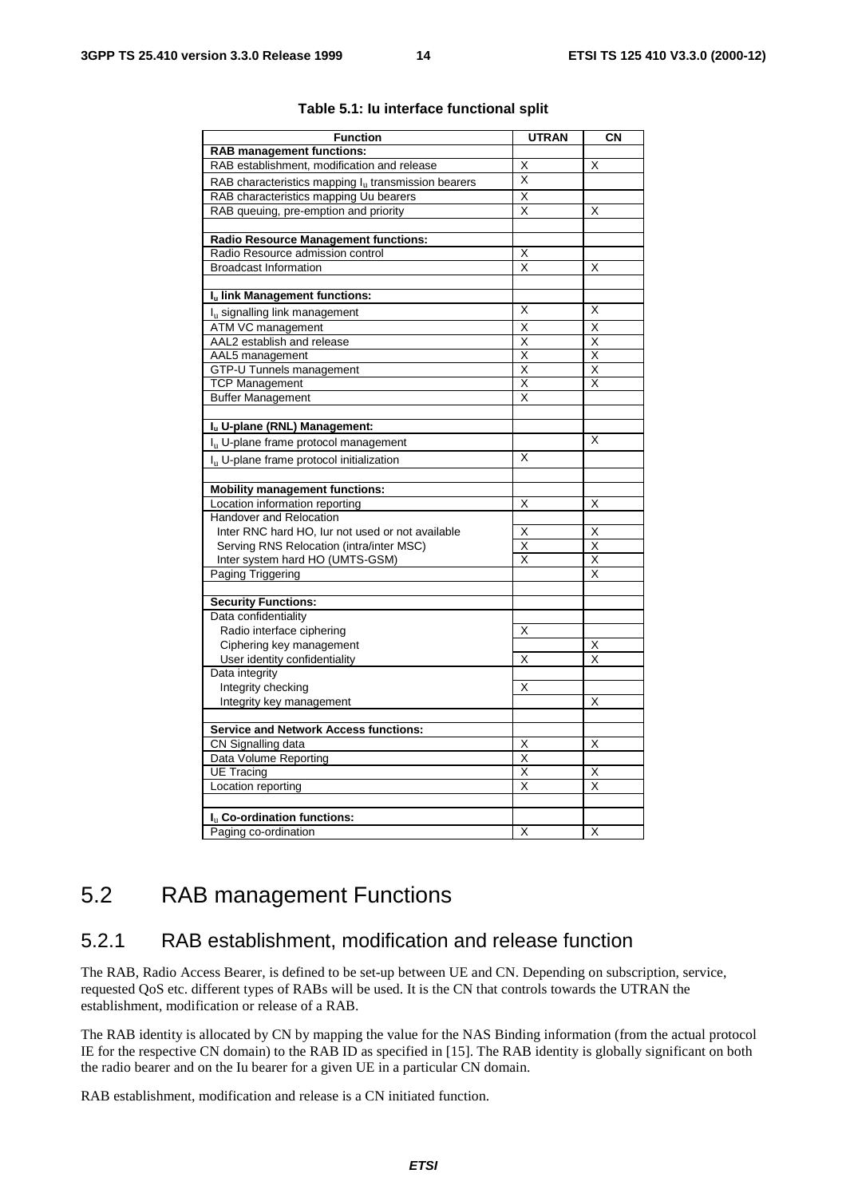**Table 5.1: Iu interface functional split**

| Function | UTRAN | CN |
|---|---|---|
| **RAB management functions:** | | |
| RAB establishment, modification and release | X | X |
| RAB characteristics mapping $I_u$ transmission bearers | X | |
| RAB characteristics mapping Uu bearers | X | |
| RAB queuing, pre-emption and priority | X | X |
| | | |
| **Radio Resource Management functions:** | | |
| Radio Resource admission control | X | |
| Broadcast Information | X | X |
| | | |
| **$I_u$ link Management functions:** | | |
| $I_u$ signalling link management | X | X |
| ATM VC management | X | X |
| AAL2 establish and release | X | X |
| AAL5 management | X | X |
| GTP-U Tunnels management | X | X |
| TCP Management | X | X |
| Buffer Management | X | |
| | | |
| **$I_u$ U-plane (RNL) Management:** | | |
| $I_u$ U-plane frame protocol management | | X |
| $I_u$ U-plane frame protocol initialization | X | |
| | | |
| **Mobility management functions:** | | |
| Location information reporting | X | X |
| Handover and Relocation | | |
| Inter RNC hard HO, Iur not used or not available | X | X |
| Serving RNS Relocation (intra/inter MSC) | X | X |
| Inter system hard HO (UMTS-GSM) | X | X |
| Paging Triggering | | X |
| | | |
| **Security Functions:** | | |
| Data confidentiality | | |
| Radio interface ciphering | X | |
| Ciphering key management | | X |
| User identity confidentiality | X | X |
| Data integrity | | |
| Integrity checking | X | |
| Integrity key management | | X |
| | | |
| **Service and Network Access functions:** | | |
| CN Signalling data | X | X |
| Data Volume Reporting | X | |
| UE Tracing | X | X |
| Location reporting | X | X |
| | | |
| **$I_u$ Co-ordination functions:** | | |
| Paging co-ordination | X | X |

## 5.2 RAB management Functions

### 5.2.1 RAB establishment, modification and release function

The RAB, Radio Access Bearer, is defined to be set-up between UE and CN. Depending on subscription, service, requested QoS etc. different types of RABs will be used. It is the CN that controls towards the UTRAN the establishment, modification or release of a RAB.

The RAB identity is allocated by CN by mapping the value for the NAS Binding information (from the actual protocol IE for the respective CN domain) to the RAB ID as specified in [15]. The RAB identity is globally significant on both the radio bearer and on the Iu bearer for a given UE in a particular CN domain.

RAB establishment, modification and release is a CN initiated function.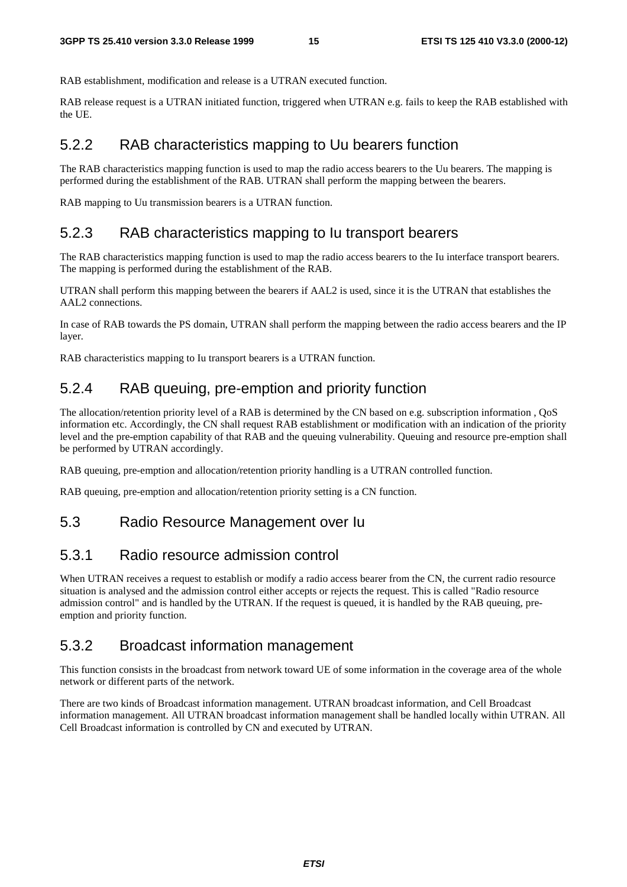RAB establishment, modification and release is a UTRAN executed function.

RAB release request is a UTRAN initiated function, triggered when UTRAN e.g. fails to keep the RAB established with the UE.

### 5.2.2 RAB characteristics mapping to Uu bearers function

The RAB characteristics mapping function is used to map the radio access bearers to the Uu bearers. The mapping is performed during the establishment of the RAB. UTRAN shall perform the mapping between the bearers.

RAB mapping to Uu transmission bearers is a UTRAN function.

### 5.2.3 RAB characteristics mapping to Iu transport bearers

The RAB characteristics mapping function is used to map the radio access bearers to the Iu interface transport bearers. The mapping is performed during the establishment of the RAB.

UTRAN shall perform this mapping between the bearers if AAL2 is used, since it is the UTRAN that establishes the AAL2 connections.

In case of RAB towards the PS domain, UTRAN shall perform the mapping between the radio access bearers and the IP layer.

RAB characteristics mapping to Iu transport bearers is a UTRAN function.

### 5.2.4 RAB queuing, pre-emption and priority function

The allocation/retention priority level of a RAB is determined by the CN based on e.g. subscription information , QoS information etc. Accordingly, the CN shall request RAB establishment or modification with an indication of the priority level and the pre-emption capability of that RAB and the queuing vulnerability. Queuing and resource pre-emption shall be performed by UTRAN accordingly.

RAB queuing, pre-emption and allocation/retention priority handling is a UTRAN controlled function.

RAB queuing, pre-emption and allocation/retention priority setting is a CN function.

## 5.3 Radio Resource Management over Iu

### 5.3.1 Radio resource admission control

When UTRAN receives a request to establish or modify a radio access bearer from the CN, the current radio resource situation is analysed and the admission control either accepts or rejects the request. This is called "Radio resource admission control" and is handled by the UTRAN. If the request is queued, it is handled by the RAB queuing, pre-emption and priority function.

### 5.3.2 Broadcast information management

This function consists in the broadcast from network toward UE of some information in the coverage area of the whole network or different parts of the network.

There are two kinds of Broadcast information management. UTRAN broadcast information, and Cell Broadcast information management. All UTRAN broadcast information management shall be handled locally within UTRAN. All Cell Broadcast information is controlled by CN and executed by UTRAN.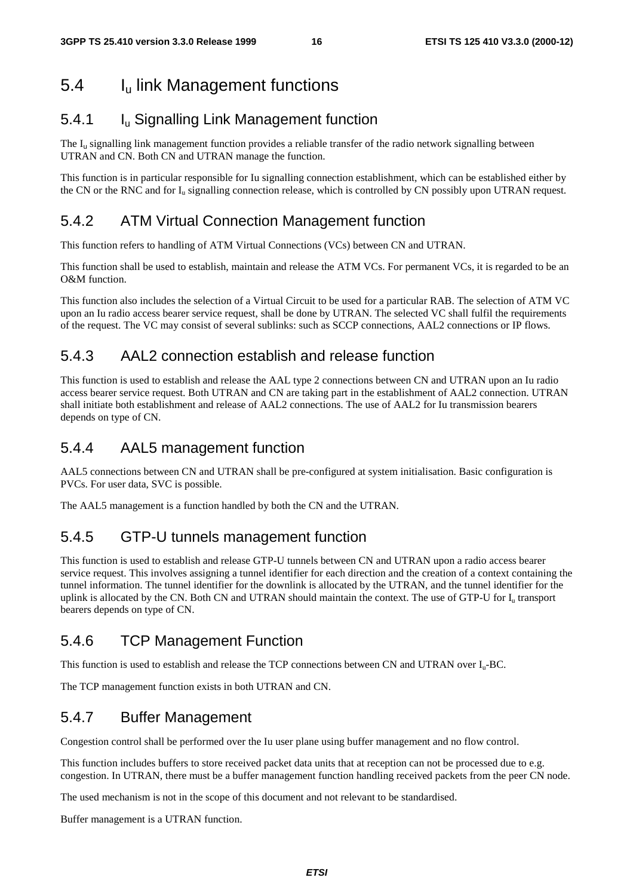## 5.4 $I_u$ link Management functions

### 5.4.1 $I_u$ Signalling Link Management function

The $I_u$ signalling link management function provides a reliable transfer of the radio network signalling between UTRAN and CN. Both CN and UTRAN manage the function.

This function is in particular responsible for Iu signalling connection establishment, which can be established either by the CN or the RNC and for $I_u$ signalling connection release, which is controlled by CN possibly upon UTRAN request.

### 5.4.2 ATM Virtual Connection Management function

This function refers to handling of ATM Virtual Connections (VCs) between CN and UTRAN.

This function shall be used to establish, maintain and release the ATM VCs. For permanent VCs, it is regarded to be an O&M function.

This function also includes the selection of a Virtual Circuit to be used for a particular RAB. The selection of ATM VC upon an Iu radio access bearer service request, shall be done by UTRAN. The selected VC shall fulfil the requirements of the request. The VC may consist of several sublinks: such as SCCP connections, AAL2 connections or IP flows.

### 5.4.3 AAL2 connection establish and release function

This function is used to establish and release the AAL type 2 connections between CN and UTRAN upon an Iu radio access bearer service request. Both UTRAN and CN are taking part in the establishment of AAL2 connection. UTRAN shall initiate both establishment and release of AAL2 connections. The use of AAL2 for Iu transmission bearers depends on type of CN.

### 5.4.4 AAL5 management function

AAL5 connections between CN and UTRAN shall be pre-configured at system initialisation. Basic configuration is PVCs. For user data, SVC is possible.

The AAL5 management is a function handled by both the CN and the UTRAN.

### 5.4.5 GTP-U tunnels management function

This function is used to establish and release GTP-U tunnels between CN and UTRAN upon a radio access bearer service request. This involves assigning a tunnel identifier for each direction and the creation of a context containing the tunnel information. The tunnel identifier for the downlink is allocated by the UTRAN, and the tunnel identifier for the uplink is allocated by the CN. Both CN and UTRAN should maintain the context. The use of GTP-U for $I_u$ transport bearers depends on type of CN.

### 5.4.6 TCP Management Function

This function is used to establish and release the TCP connections between CN and UTRAN over $I_u$-BC.

The TCP management function exists in both UTRAN and CN.

### 5.4.7 Buffer Management

Congestion control shall be performed over the Iu user plane using buffer management and no flow control.

This function includes buffers to store received packet data units that at reception can not be processed due to e.g. congestion. In UTRAN, there must be a buffer management function handling received packets from the peer CN node.

The used mechanism is not in the scope of this document and not relevant to be standardised.

Buffer management is a UTRAN function.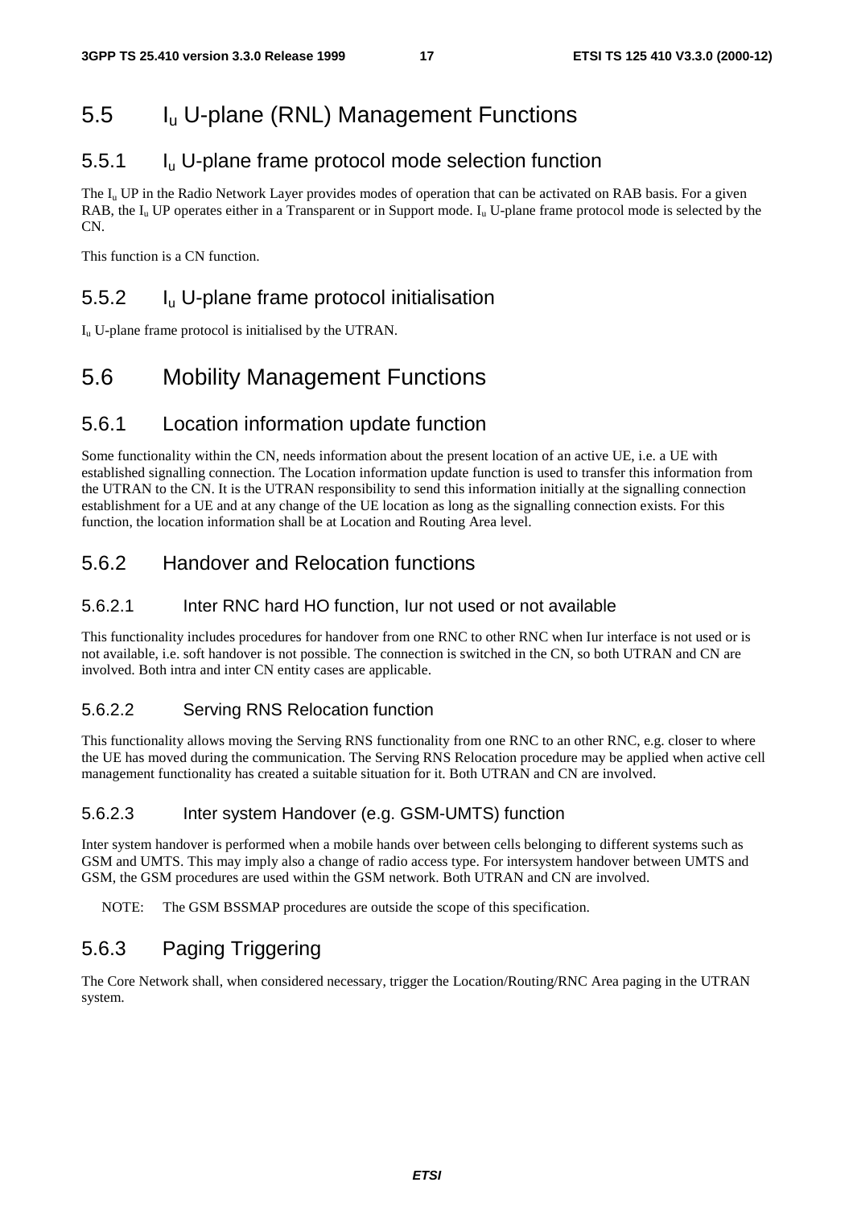## 5.5 $I_u$ U-plane (RNL) Management Functions

### 5.5.1 $I_u$ U-plane frame protocol mode selection function

The $I_u$ UP in the Radio Network Layer provides modes of operation that can be activated on RAB basis. For a given RAB, the $I_u$ UP operates either in a Transparent or in Support mode. $I_u$ U-plane frame protocol mode is selected by the CN.

This function is a CN function.

### 5.5.2 $I_u$ U-plane frame protocol initialisation

$I_u$ U-plane frame protocol is initialised by the UTRAN.

## 5.6 Mobility Management Functions

### 5.6.1 Location information update function

Some functionality within the CN, needs information about the present location of an active UE, i.e. a UE with established signalling connection. The Location information update function is used to transfer this information from the UTRAN to the CN. It is the UTRAN responsibility to send this information initially at the signalling connection establishment for a UE and at any change of the UE location as long as the signalling connection exists. For this function, the location information shall be at Location and Routing Area level.

### 5.6.2 Handover and Relocation functions

#### 5.6.2.1 Inter RNC hard HO function, Iur not used or not available

This functionality includes procedures for handover from one RNC to other RNC when Iur interface is not used or is not available, i.e. soft handover is not possible. The connection is switched in the CN, so both UTRAN and CN are involved. Both intra and inter CN entity cases are applicable.

#### 5.6.2.2 Serving RNS Relocation function

This functionality allows moving the Serving RNS functionality from one RNC to an other RNC, e.g. closer to where the UE has moved during the communication. The Serving RNS Relocation procedure may be applied when active cell management functionality has created a suitable situation for it. Both UTRAN and CN are involved.

#### 5.6.2.3 Inter system Handover (e.g. GSM-UMTS) function

Inter system handover is performed when a mobile hands over between cells belonging to different systems such as GSM and UMTS. This may imply also a change of radio access type. For intersystem handover between UMTS and GSM, the GSM procedures are used within the GSM network. Both UTRAN and CN are involved.

NOTE: The GSM BSSMAP procedures are outside the scope of this specification.

### 5.6.3 Paging Triggering

The Core Network shall, when considered necessary, trigger the Location/Routing/RNC Area paging in the UTRAN system.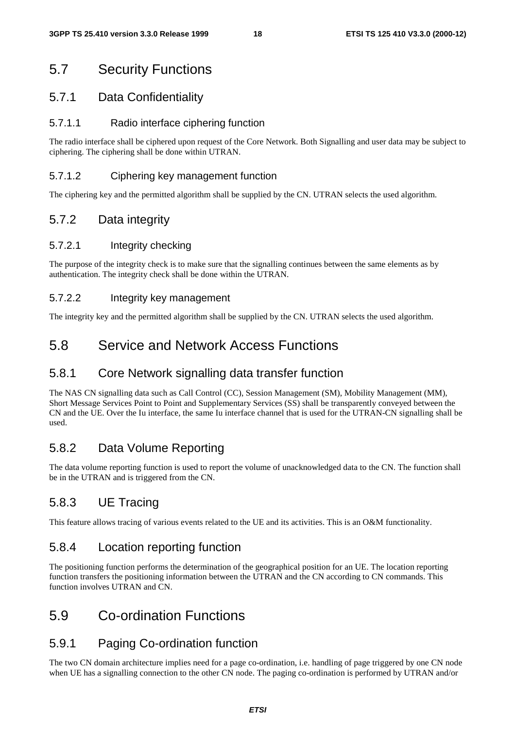## 5.7 Security Functions

### 5.7.1 Data Confidentiality

#### 5.7.1.1 Radio interface ciphering function

The radio interface shall be ciphered upon request of the Core Network. Both Signalling and user data may be subject to ciphering. The ciphering shall be done within UTRAN.

#### 5.7.1.2 Ciphering key management function

The ciphering key and the permitted algorithm shall be supplied by the CN. UTRAN selects the used algorithm.

### 5.7.2 Data integrity

#### 5.7.2.1 Integrity checking

The purpose of the integrity check is to make sure that the signalling continues between the same elements as by authentication. The integrity check shall be done within the UTRAN.

#### 5.7.2.2 Integrity key management

The integrity key and the permitted algorithm shall be supplied by the CN. UTRAN selects the used algorithm.

## 5.8 Service and Network Access Functions

### 5.8.1 Core Network signalling data transfer function

The NAS CN signalling data such as Call Control (CC), Session Management (SM), Mobility Management (MM), Short Message Services Point to Point and Supplementary Services (SS) shall be transparently conveyed between the CN and the UE. Over the Iu interface, the same Iu interface channel that is used for the UTRAN-CN signalling shall be used.

### 5.8.2 Data Volume Reporting

The data volume reporting function is used to report the volume of unacknowledged data to the CN. The function shall be in the UTRAN and is triggered from the CN.

### 5.8.3 UE Tracing

This feature allows tracing of various events related to the UE and its activities. This is an O&M functionality.

### 5.8.4 Location reporting function

The positioning function performs the determination of the geographical position for an UE. The location reporting function transfers the positioning information between the UTRAN and the CN according to CN commands. This function involves UTRAN and CN.

## 5.9 Co-ordination Functions

### 5.9.1 Paging Co-ordination function

The two CN domain architecture implies need for a page co-ordination, i.e. handling of page triggered by one CN node when UE has a signalling connection to the other CN node. The paging co-ordination is performed by UTRAN and/or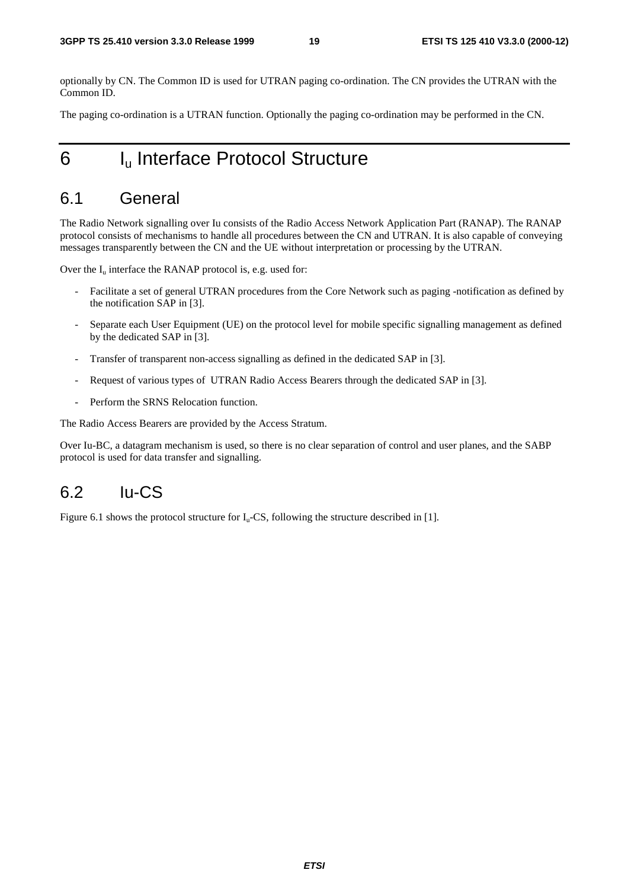optionally by CN. The Common ID is used for UTRAN paging co-ordination. The CN provides the UTRAN with the Common ID.

The paging co-ordination is a UTRAN function. Optionally the paging co-ordination may be performed in the CN.

# 6 $I_u$ Interface Protocol Structure

## 6.1 General

The Radio Network signalling over Iu consists of the Radio Access Network Application Part (RANAP). The RANAP protocol consists of mechanisms to handle all procedures between the CN and UTRAN. It is also capable of conveying messages transparently between the CN and the UE without interpretation or processing by the UTRAN.

Over the $I_u$ interface the RANAP protocol is, e.g. used for:

- Facilitate a set of general UTRAN procedures from the Core Network such as paging -notification as defined by the notification SAP in [3].
- Separate each User Equipment (UE) on the protocol level for mobile specific signalling management as defined by the dedicated SAP in [3].
- Transfer of transparent non-access signalling as defined in the dedicated SAP in [3].
- Request of various types of UTRAN Radio Access Bearers through the dedicated SAP in [3].
- Perform the SRNS Relocation function.

The Radio Access Bearers are provided by the Access Stratum.

Over Iu-BC, a datagram mechanism is used, so there is no clear separation of control and user planes, and the SABP protocol is used for data transfer and signalling.

## 6.2 Iu-CS

Figure 6.1 shows the protocol structure for $I_u$-CS, following the structure described in [1].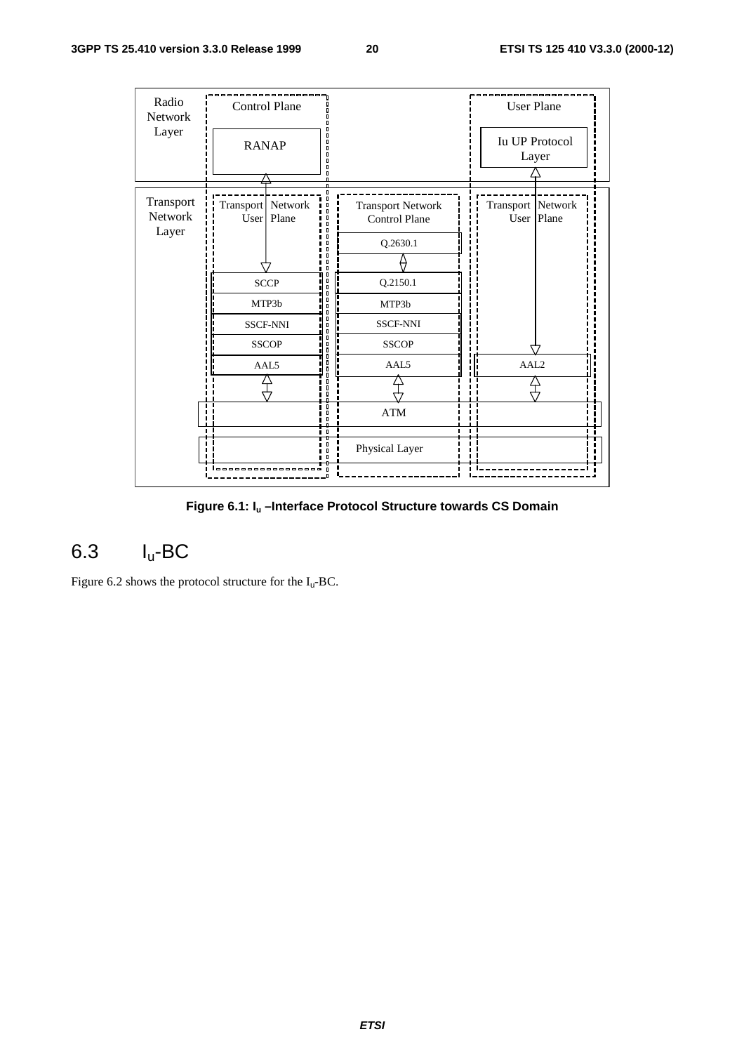Figure 6.1: $I_u$ –Interface Protocol Structure towards CS Domain

## 6.3 $I_u$-BC

Figure 6.2 shows the protocol structure for the $I_u$-BC.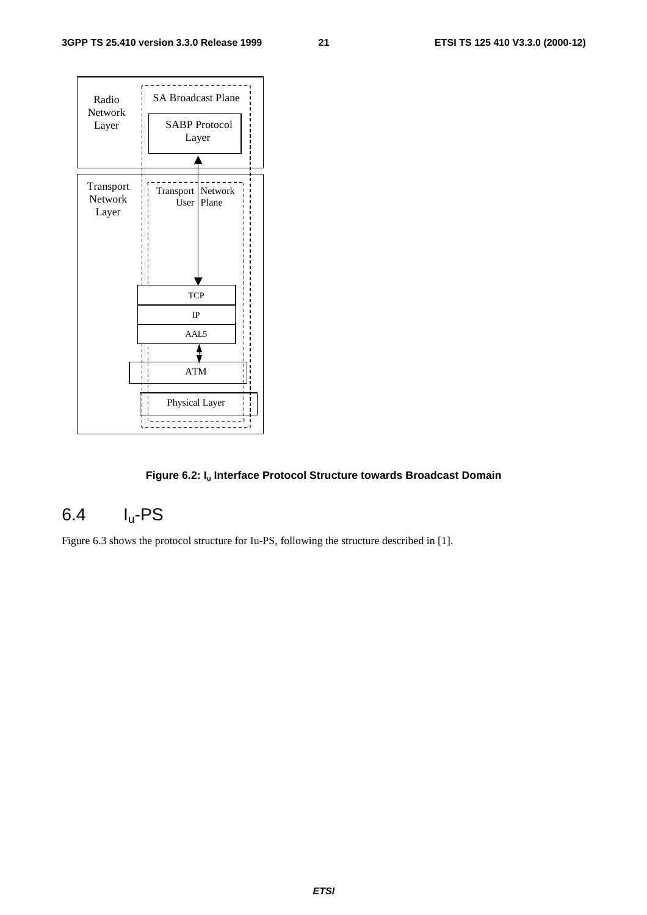Radio Network Layer

SA Broadcast Plane

SABP Protocol Layer

Transport Network Layer

Transport Network User Plane

TCP

IP

AAL5

ATM

Physical Layer

**Figure 6.2: $I_u$ Interface Protocol Structure towards Broadcast Domain**

## 6.4 $I_u$-PS

Figure 6.3 shows the protocol structure for Iu-PS, following the structure described in [1].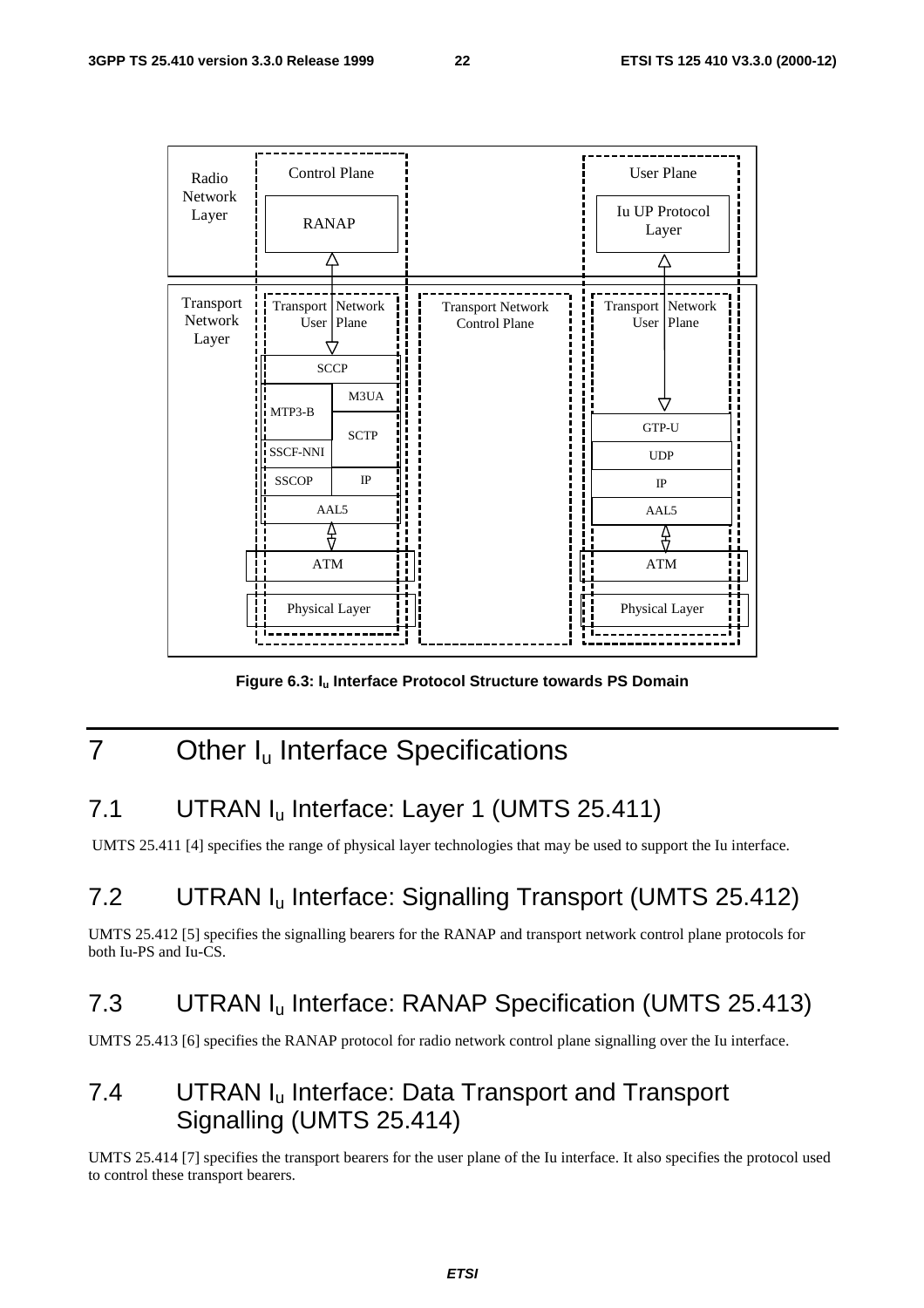Figure 6.3: $I_u$ Interface Protocol Structure towards PS Domain

# 7 Other $I_u$ Interface Specifications

## 7.1 UTRAN $I_u$ Interface: Layer 1 (UMTS 25.411)

UMTS 25.411 [4] specifies the range of physical layer technologies that may be used to support the Iu interface.

## 7.2 UTRAN $I_u$ Interface: Signalling Transport (UMTS 25.412)

UMTS 25.412 [5] specifies the signalling bearers for the RANAP and transport network control plane protocols for both Iu-PS and Iu-CS.

## 7.3 UTRAN $I_u$ Interface: RANAP Specification (UMTS 25.413)

UMTS 25.413 [6] specifies the RANAP protocol for radio network control plane signalling over the Iu interface.

## 7.4 UTRAN $I_u$ Interface: Data Transport and Transport Signalling (UMTS 25.414)

UMTS 25.414 [7] specifies the transport bearers for the user plane of the Iu interface. It also specifies the protocol used to control these transport bearers.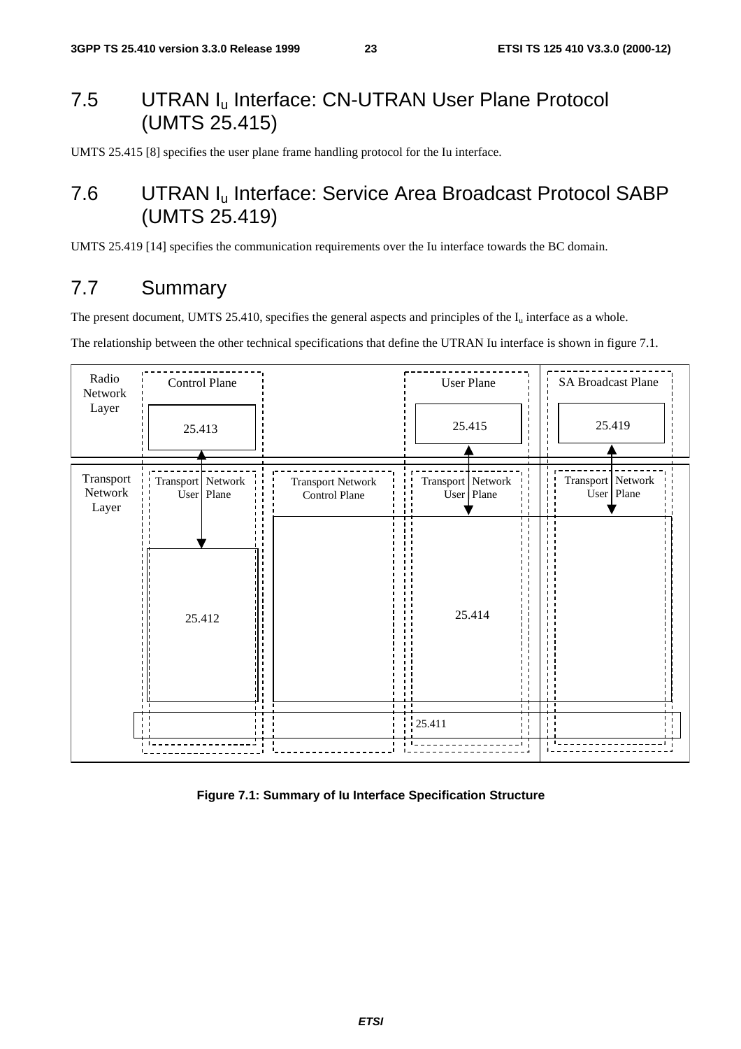## 7.5 UTRAN $I_u$ Interface: CN-UTRAN User Plane Protocol (UMTS 25.415)

UMTS 25.415 [8] specifies the user plane frame handling protocol for the Iu interface.

## 7.6 UTRAN $I_u$ Interface: Service Area Broadcast Protocol SABP (UMTS 25.419)

UMTS 25.419 [14] specifies the communication requirements over the Iu interface towards the BC domain.

## 7.7 Summary

The present document, UMTS 25.410, specifies the general aspects and principles of the $I_u$ interface as a whole.

The relationship between the other technical specifications that define the UTRAN Iu interface is shown in figure 7.1.

Radio Network Layer | Control Plane | User Plane | SA Broadcast Plane

25.413 | 25.415 | 25.419

Transport Network Layer | Transport Network User Plane | Transport Network Control Plane | Transport Network User Plane | Transport Network User Plane

25.412 | 25.414

25.411

**Figure 7.1: Summary of Iu Interface Specification Structure**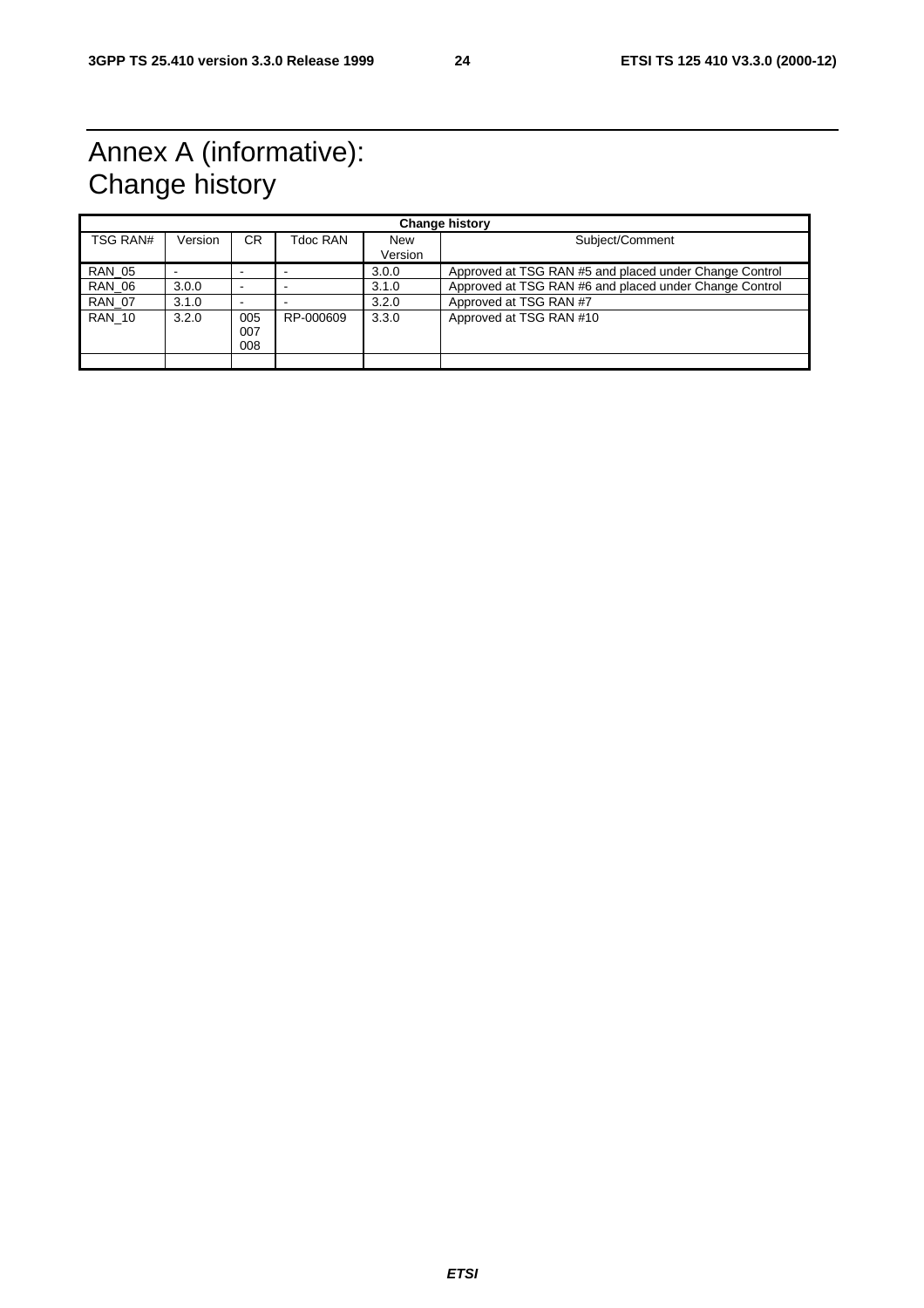# Annex A (informative): Change history

| Change history | | | | | |
|---|---|---|---|---|---|
| TSG RAN# | Version | CR | Tdoc RAN | New Version | Subject/Comment |
| RAN_05 | - | - | - | 3.0.0 | Approved at TSG RAN #5 and placed under Change Control |
| RAN_06 | 3.0.0 | - | - | 3.1.0 | Approved at TSG RAN #6 and placed under Change Control |
| RAN_07 | 3.1.0 | - | - | 3.2.0 | Approved at TSG RAN #7 |
| RAN_10 | 3.2.0 | 005 007 008 | RP-000609 | 3.3.0 | Approved at TSG RAN #10 |
| | | | | | |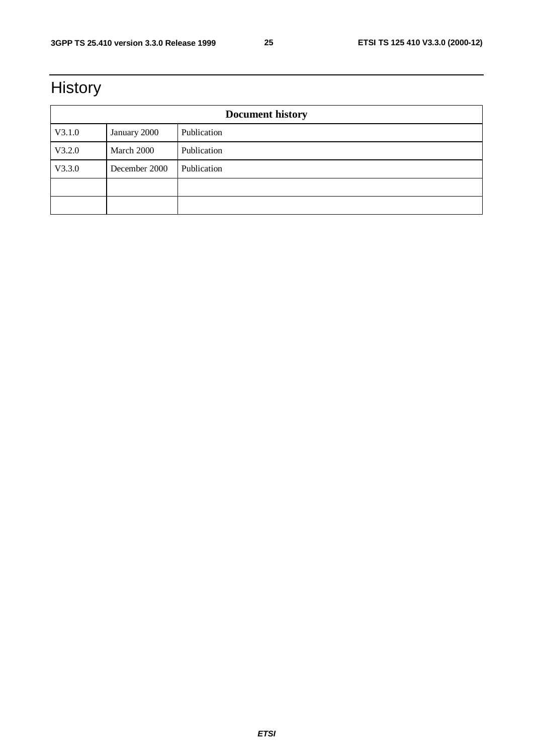# History

| Document history | | |
|---|---|---|
| V3.1.0 | January 2000 | Publication |
| V3.2.0 | March 2000 | Publication |
| V3.3.0 | December 2000 | Publication |
| | | |
| | | |